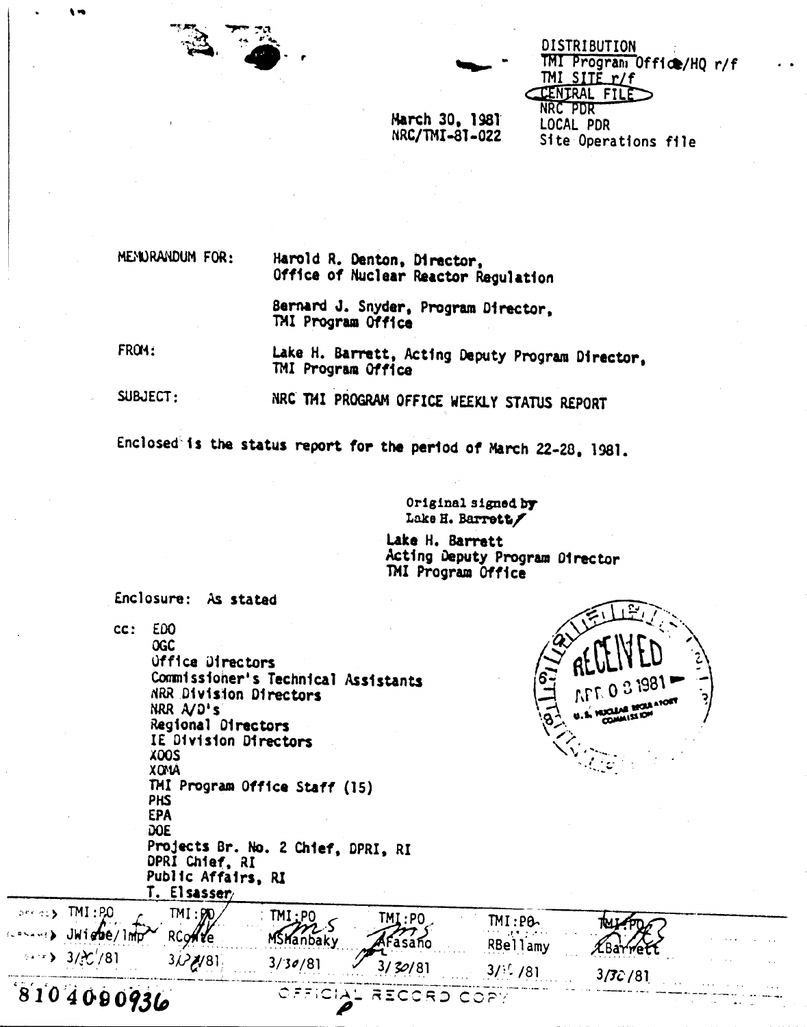DISTRIBUTION
TMI Program Office/HQ r/f
TMI SITE r/f
CENTRAL FILE
NRC PDR
LOCAL PDR
Site Operations file

March 30, 1981
NRC/TMI-81-022

MEMORANDUM FOR: Harold R. Denton, Director,
Office of Nuclear Reactor Regulation

Bernard J. Snyder, Program Director,
TMI Program Office

FROM: Lake H. Barrett, Acting Deputy Program Director,
TMI Program Office

SUBJECT: NRC TMI PROGRAM OFFICE WEEKLY STATUS REPORT

Enclosed is the status report for the period of March 22-28, 1981.

Original signed by
Lake H. Barrett

Lake H. Barrett
Acting Deputy Program Director
TMI Program Office

Enclosure: As stated

cc: EDO
OGC
Office Directors
Commissioner's Technical Assistants
NRR Division Directors
NRR A/D's
Regional Directors
IE Division Directors
XOOS
XOMA
TMI Program Office Staff (15)
PHS
EPA
DOE
Projects Br. No. 2 Chief, DPRI, RI
DPRI Chief, RI
Public Affairs, RI
T. Elsasser

RECEIVED APR 0 3 1981 U.S. NUCLEAR REGULATORY COMMISSION

| OFFICE | TMI:PO | TMI:PO | TMI:PO | TMI:PO | TMI:PO | TMI:PO |
|---|---|---|---|---|---|---|
| SURNAME | JWiebe/lmp | RConte | MShanbaky | AFasano | RBellamy | LBarrett |
| DATE | 3/30/81 | 3/30/81 | 3/30/81 | 3/30/81 | 3/30/81 | 3/30/81 |

8104090936

OFFICIAL RECORD COPY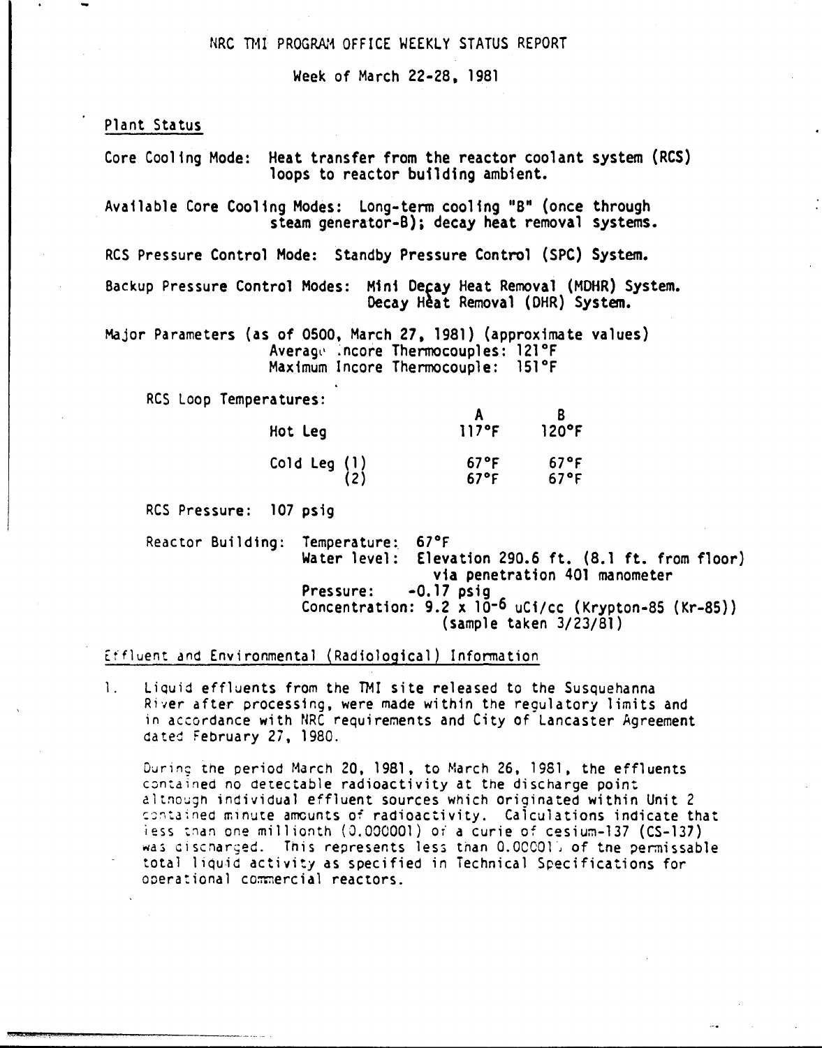NRC TMI PROGRAM OFFICE WEEKLY STATUS REPORT

Week of March 22-28, 1981

## Plant Status

Core Cooling Mode: Heat transfer from the reactor coolant system (RCS) loops to reactor building ambient.

Available Core Cooling Modes: Long-term cooling "B" (once through steam generator-B); decay heat removal systems.

RCS Pressure Control Mode: Standby Pressure Control (SPC) System.

Backup Pressure Control Modes: Mini Decay Heat Removal (MDHR) System. Decay Heat Removal (DHR) System.

Major Parameters (as of 0500, March 27, 1981) (approximate values)
Average Incore Thermocouples: 121°F
Maximum Incore Thermocouple: 151°F

RCS Loop Temperatures:

| | A | B |
|---|---|---|
| Hot Leg | 117°F | 120°F |
| Cold Leg (1) | 67°F | 67°F |
| (2) | 67°F | 67°F |

RCS Pressure: 107 psig

Reactor Building: Temperature: 67°F
Water level: Elevation 290.6 ft. (8.1 ft. from floor) via penetration 401 manometer
Pressure: -0.17 psig
Concentration: $9.2 \times 10^{-6}$ uCi/cc (Krypton-85 (Kr-85)) (sample taken 3/23/81)

## Effluent and Environmental (Radiological) Information

1. Liquid effluents from the TMI site released to the Susquehanna River after processing, were made within the regulatory limits and in accordance with NRC requirements and City of Lancaster Agreement dated February 27, 1980.

   During the period March 20, 1981, to March 26, 1981, the effluents contained no detectable radioactivity at the discharge point although individual effluent sources which originated within Unit 2 contained minute amounts of radioactivity. Calculations indicate that less than one millionth (0.000001) of a curie of cesium-137 (CS-137) was discharged. This represents less than 0.00001% of the permissable total liquid activity as specified in Technical Specifications for operational commercial reactors.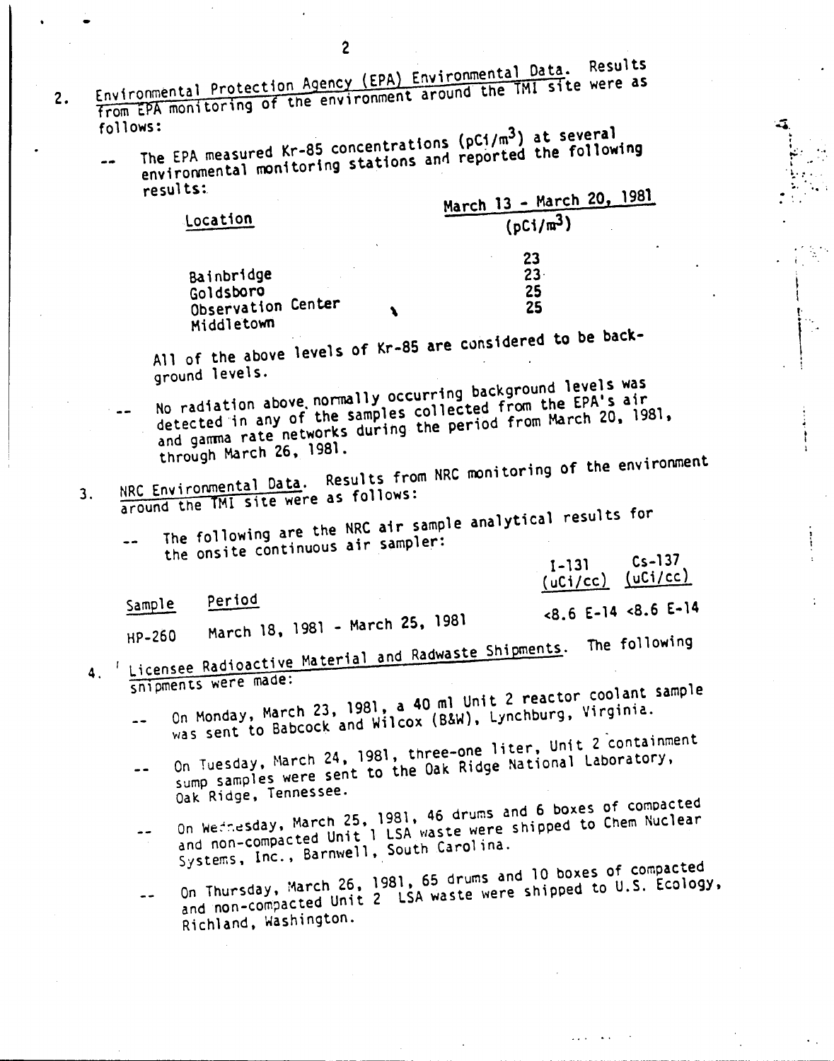2. Environmental Protection Agency (EPA) Environmental Data. Results from EPA monitoring of the environment around the TMI site were as follows:

-- The EPA measured Kr-85 concentrations ($pCi/m^3$) at several environmental monitoring stations and reported the following results:

| Location | March 13 - March 20, 1981 ($pCi/m^3$) |
|---|---|
| Bainbridge | 23 |
| Goldsboro | 23 |
| Observation Center | 25 |
| Middletown | 25 |

All of the above levels of Kr-85 are considered to be background levels.

-- No radiation above normally occurring background levels was detected in any of the samples collected from the EPA's air and gamma rate networks during the period from March 20, 1981, through March 26, 1981.

3. NRC Environmental Data. Results from NRC monitoring of the environment around the TMI site were as follows:

-- The following are the NRC air sample analytical results for the onsite continuous air sampler:

| Sample | Period | I-131 (uCi/cc) | Cs-137 (uCi/cc) |
|---|---|---|---|
| HP-260 | March 18, 1981 - March 25, 1981 | <8.6 E-14 | <8.6 E-14 |

4. Licensee Radioactive Material and Radwaste Shipments. The following shipments were made:

-- On Monday, March 23, 1981, a 40 ml Unit 2 reactor coolant sample was sent to Babcock and Wilcox (B&W), Lynchburg, Virginia.

-- On Tuesday, March 24, 1981, three-one liter, Unit 2 containment sump samples were sent to the Oak Ridge National Laboratory, Oak Ridge, Tennessee.

-- On Wednesday, March 25, 1981, 46 drums and 6 boxes of compacted and non-compacted Unit 1 LSA waste were shipped to Chem Nuclear Systems, Inc., Barnwell, South Carolina.

-- On Thursday, March 26, 1981, 65 drums and 10 boxes of compacted and non-compacted Unit 2 LSA waste were shipped to U.S. Ecology, Richland, Washington.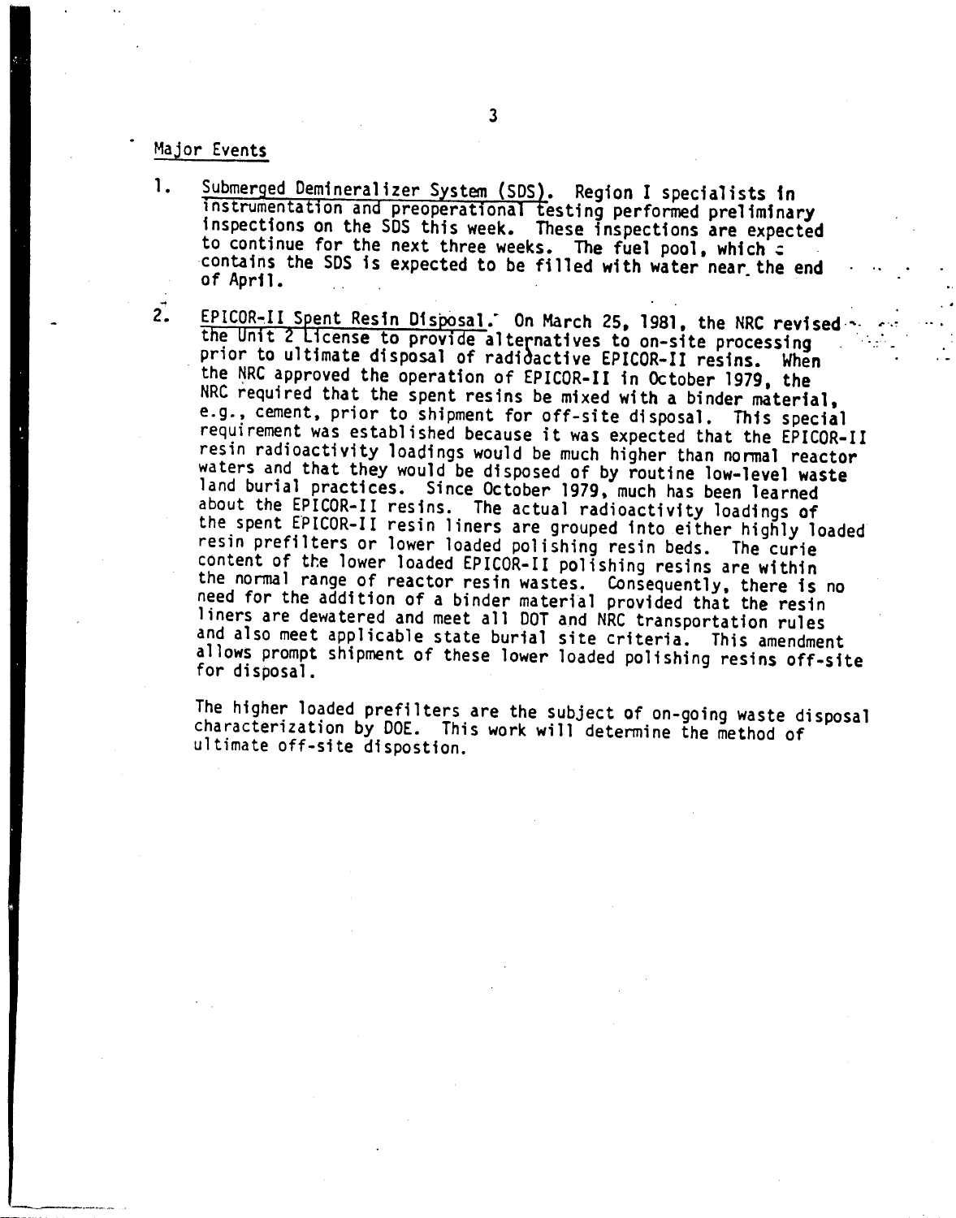## Major Events

1. Submerged Demineralizer System (SDS). Region I specialists in instrumentation and preoperational testing performed preliminary inspections on the SDS this week. These inspections are expected to continue for the next three weeks. The fuel pool, which contains the SDS is expected to be filled with water near the end of April.

2. EPICOR-II Spent Resin Disposal. On March 25, 1981, the NRC revised the Unit 2 License to provide alternatives to on-site processing prior to ultimate disposal of radioactive EPICOR-II resins. When the NRC approved the operation of EPICOR-II in October 1979, the NRC required that the spent resins be mixed with a binder material, e.g., cement, prior to shipment for off-site disposal. This special requirement was established because it was expected that the EPICOR-II resin radioactivity loadings would be much higher than normal reactor waters and that they would be disposed of by routine low-level waste land burial practices. Since October 1979, much has been learned about the EPICOR-II resins. The actual radioactivity loadings of the spent EPICOR-II resin liners are grouped into either highly loaded resin prefilters or lower loaded polishing resin beds. The curie content of the lower loaded EPICOR-II polishing resins are within the normal range of reactor resin wastes. Consequently, there is no need for the addition of a binder material provided that the resin liners are dewatered and meet all DOT and NRC transportation rules and also meet applicable state burial site criteria. This amendment allows prompt shipment of these lower loaded polishing resins off-site for disposal.

   The higher loaded prefilters are the subject of on-going waste disposal characterization by DOE. This work will determine the method of ultimate off-site dispostion.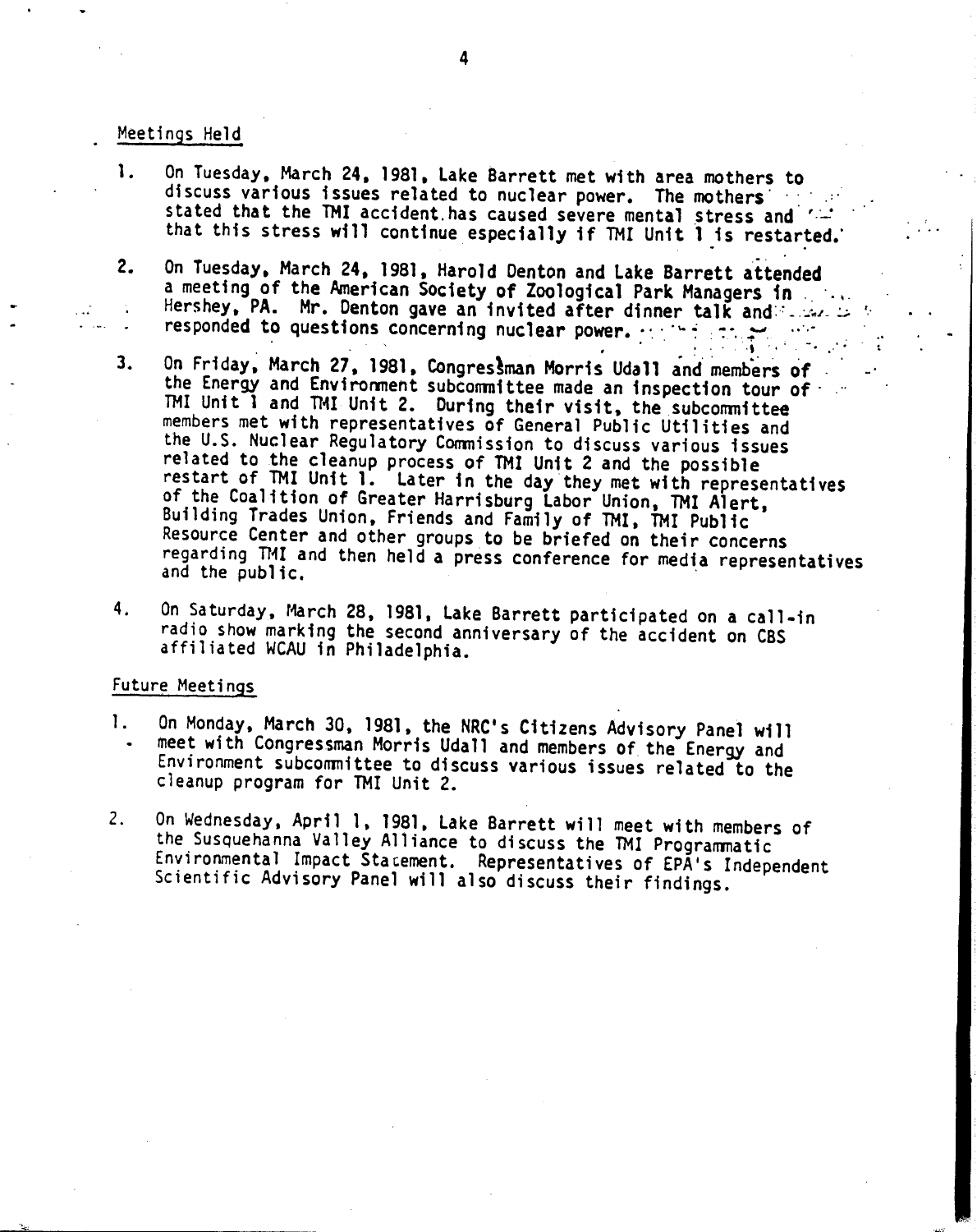## Meetings Held

1. On Tuesday, March 24, 1981, Lake Barrett met with area mothers to discuss various issues related to nuclear power. The mothers stated that the TMI accident has caused severe mental stress and that this stress will continue especially if TMI Unit 1 is restarted.

2. On Tuesday, March 24, 1981, Harold Denton and Lake Barrett attended a meeting of the American Society of Zoological Park Managers in Hershey, PA. Mr. Denton gave an invited after dinner talk and responded to questions concerning nuclear power.

3. On Friday, March 27, 1981, Congressman Morris Udall and members of the Energy and Environment subcommittee made an inspection tour of TMI Unit 1 and TMI Unit 2. During their visit, the subcommittee members met with representatives of General Public Utilities and the U.S. Nuclear Regulatory Commission to discuss various issues related to the cleanup process of TMI Unit 2 and the possible restart of TMI Unit 1. Later in the day they met with representatives of the Coalition of Greater Harrisburg Labor Union, TMI Alert, Building Trades Union, Friends and Family of TMI, TMI Public Resource Center and other groups to be briefed on their concerns regarding TMI and then held a press conference for media representatives and the public.

4. On Saturday, March 28, 1981, Lake Barrett participated on a call-in radio show marking the second anniversary of the accident on CBS affiliated WCAU in Philadelphia.

## Future Meetings

1. On Monday, March 30, 1981, the NRC's Citizens Advisory Panel will meet with Congressman Morris Udall and members of the Energy and Environment subcommittee to discuss various issues related to the cleanup program for TMI Unit 2.

2. On Wednesday, April 1, 1981, Lake Barrett will meet with members of the Susquehanna Valley Alliance to discuss the TMI Programmatic Environmental Impact Statement. Representatives of EPA's Independent Scientific Advisory Panel will also discuss their findings.